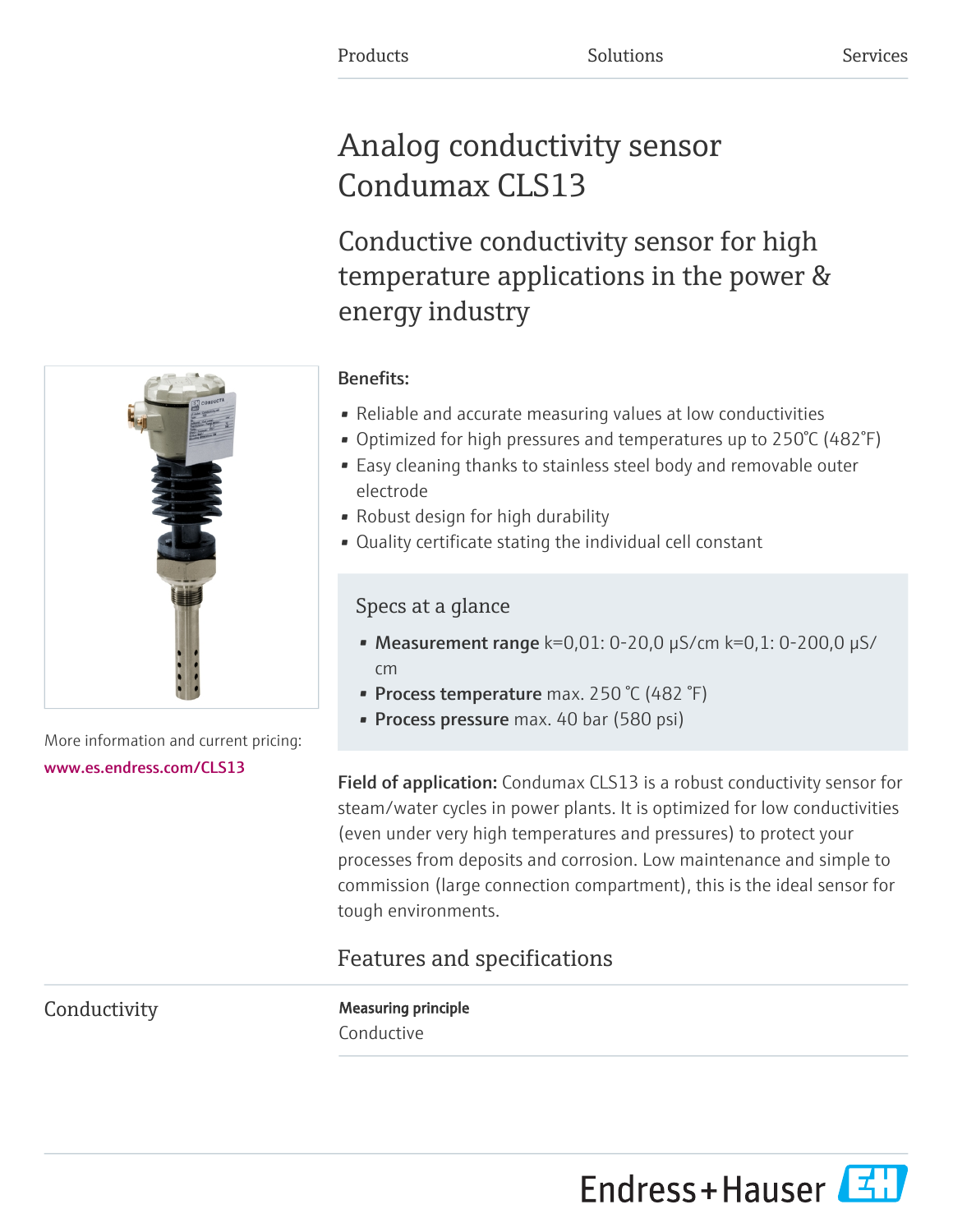Products Solutions Services

# Analog conductivity sensor Condumax CLS13

## Conductive conductivity sensor for high temperature applications in the power & energy industry

More information and current pricing:
www.es.endress.com/CLS13

**Benefits:**

- Reliable and accurate measuring values at low conductivities
- Optimized for high pressures and temperatures up to 250°C (482°F)
- Easy cleaning thanks to stainless steel body and removable outer electrode
- Robust design for high durability
- Quality certificate stating the individual cell constant

### Specs at a glance

- **Measurement range** k=0,01: 0-20,0 µS/cm k=0,1: 0-200,0 µS/cm
- **Process temperature** max. 250 °C (482 °F)
- **Process pressure** max. 40 bar (580 psi)

**Field of application:** Condumax CLS13 is a robust conductivity sensor for steam/water cycles in power plants. It is optimized for low conductivities (even under very high temperatures and pressures) to protect your processes from deposits and corrosion. Low maintenance and simple to commission (large connection compartment), this is the ideal sensor for tough environments.

## Features and specifications

### Conductivity

**Measuring principle**

Conductive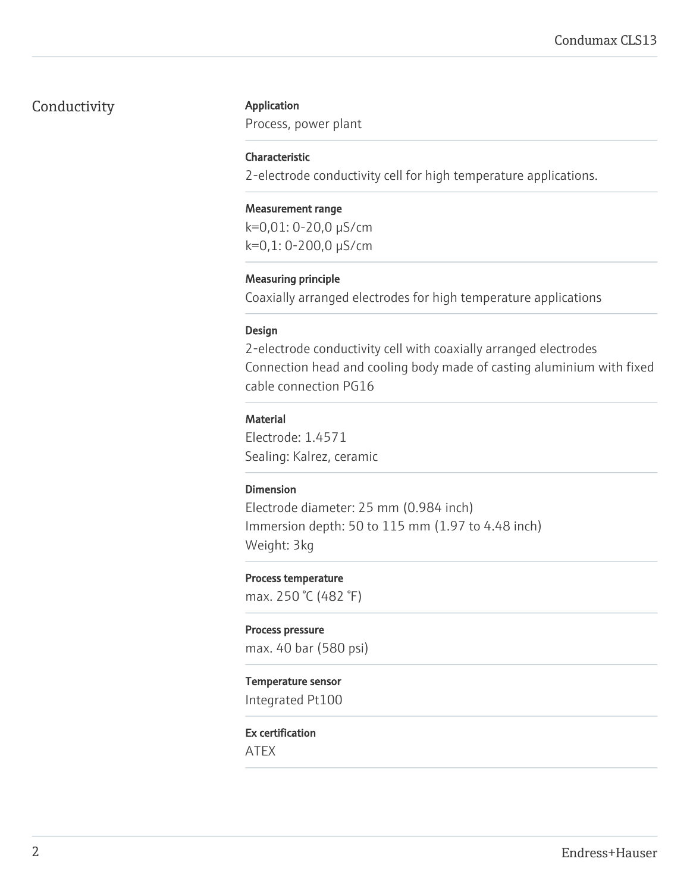## Conductivity

### Application
Process, power plant

### Characteristic
2-electrode conductivity cell for high temperature applications.

### Measurement range
k=0,01: 0-20,0 µS/cm
k=0,1: 0-200,0 µS/cm

### Measuring principle
Coaxially arranged electrodes for high temperature applications

### Design
2-electrode conductivity cell with coaxially arranged electrodes
Connection head and cooling body made of casting aluminium with fixed cable connection PG16

### Material
Electrode: 1.4571
Sealing: Kalrez, ceramic

### Dimension
Electrode diameter: 25 mm (0.984 inch)
Immersion depth: 50 to 115 mm (1.97 to 4.48 inch)
Weight: 3kg

### Process temperature
max. 250 °C (482 °F)

### Process pressure
max. 40 bar (580 psi)

### Temperature sensor
Integrated Pt100

### Ex certification
ATEX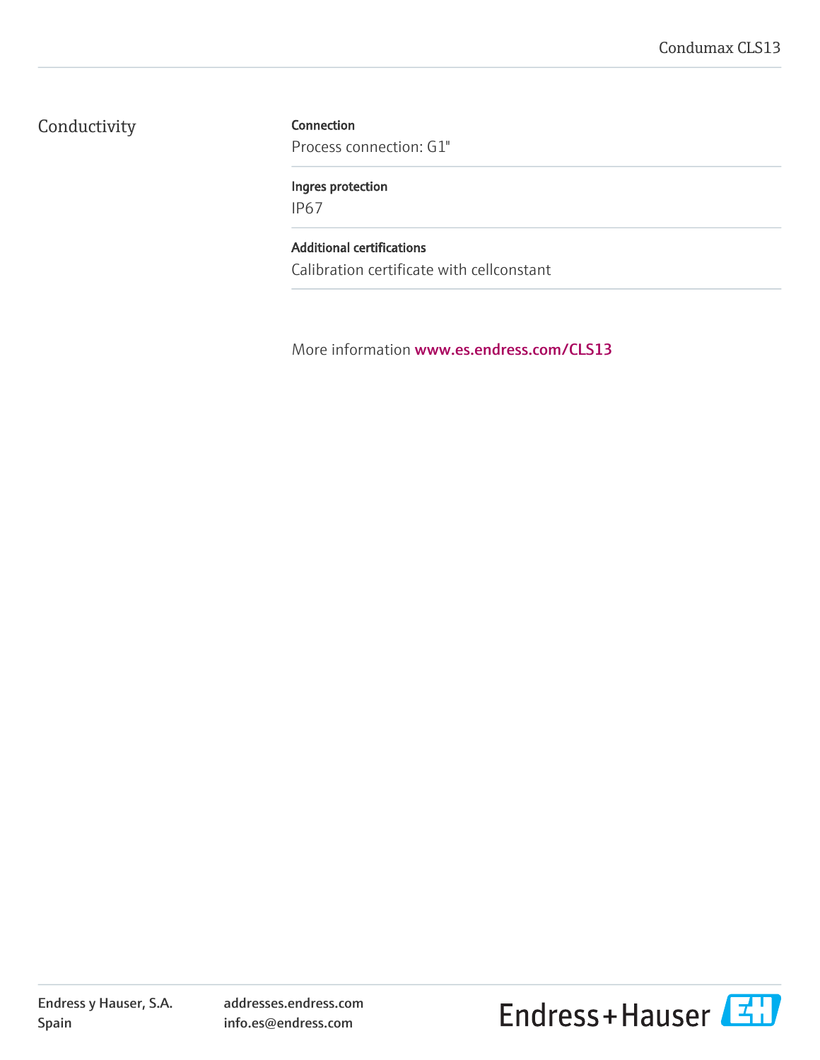## Conductivity

**Connection**

Process connection: G1"

**Ingres protection**

IP67

**Additional certifications**

Calibration certificate with cellconstant

More information **www.es.endress.com/CLS13**

Endress y Hauser, S.A.
Spain

addresses.endress.com
info.es@endress.com